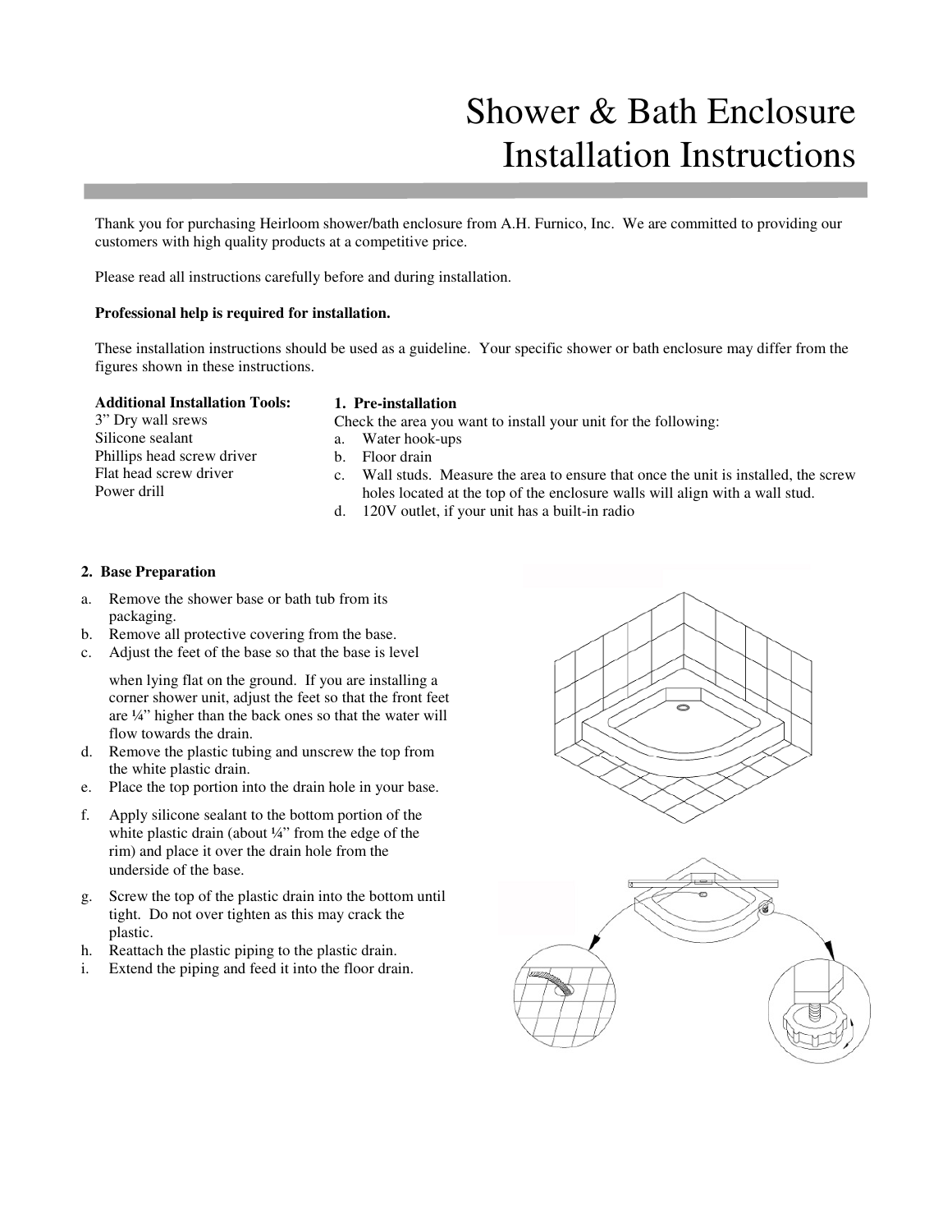# Shower & Bath Enclosure Installation Instructions

Thank you for purchasing Heirloom shower/bath enclosure from A.H. Furnico, Inc. We are committed to providing our customers with high quality products at a competitive price.

Please read all instructions carefully before and during installation.

**Professional help is required for installation.**

These installation instructions should be used as a guideline. Your specific shower or bath enclosure may differ from the figures shown in these instructions.

**Additional Installation Tools:**
3" Dry wall srews
Silicone sealant
Phillips head screw driver
Flat head screw driver
Power drill

**1. Pre-installation**

Check the area you want to install your unit for the following:

a. Water hook-ups
b. Floor drain
c. Wall studs. Measure the area to ensure that once the unit is installed, the screw holes located at the top of the enclosure walls will align with a wall stud.
d. 120V outlet, if your unit has a built-in radio

**2. Base Preparation**

a. Remove the shower base or bath tub from its packaging.
b. Remove all protective covering from the base.
c. Adjust the feet of the base so that the base is level when lying flat on the ground. If you are installing a corner shower unit, adjust the feet so that the front feet are ¼" higher than the back ones so that the water will flow towards the drain.
d. Remove the plastic tubing and unscrew the top from the white plastic drain.
e. Place the top portion into the drain hole in your base.
f. Apply silicone sealant to the bottom portion of the white plastic drain (about ¼" from the edge of the rim) and place it over the drain hole from the underside of the base.
g. Screw the top of the plastic drain into the bottom until tight. Do not over tighten as this may crack the plastic.
h. Reattach the plastic piping to the plastic drain.
i. Extend the piping and feed it into the floor drain.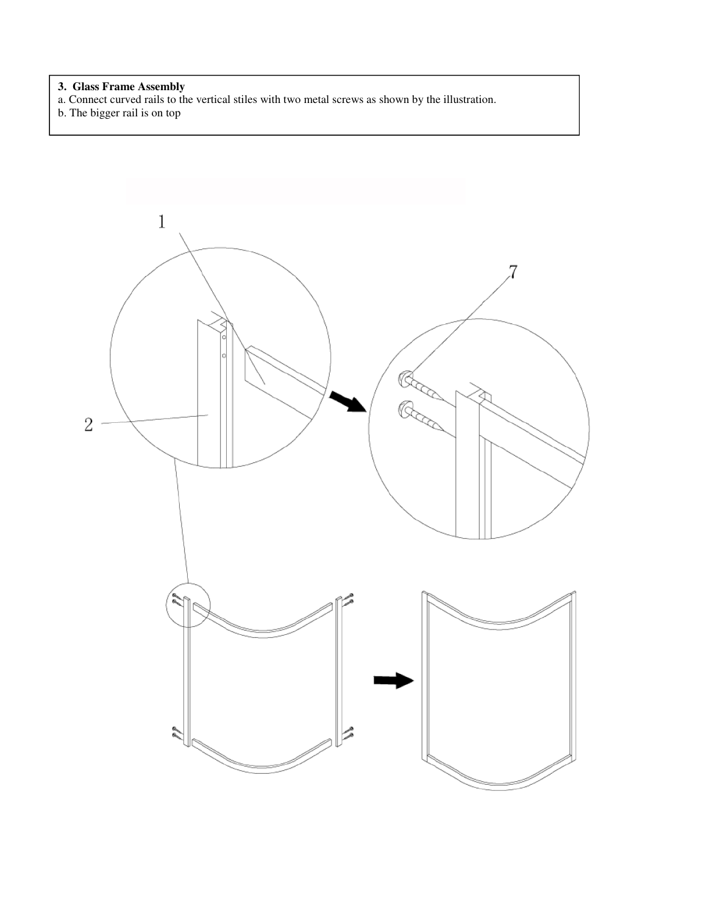**3. Glass Frame Assembly**

a. Connect curved rails to the vertical stiles with two metal screws as shown by the illustration.

b. The bigger rail is on top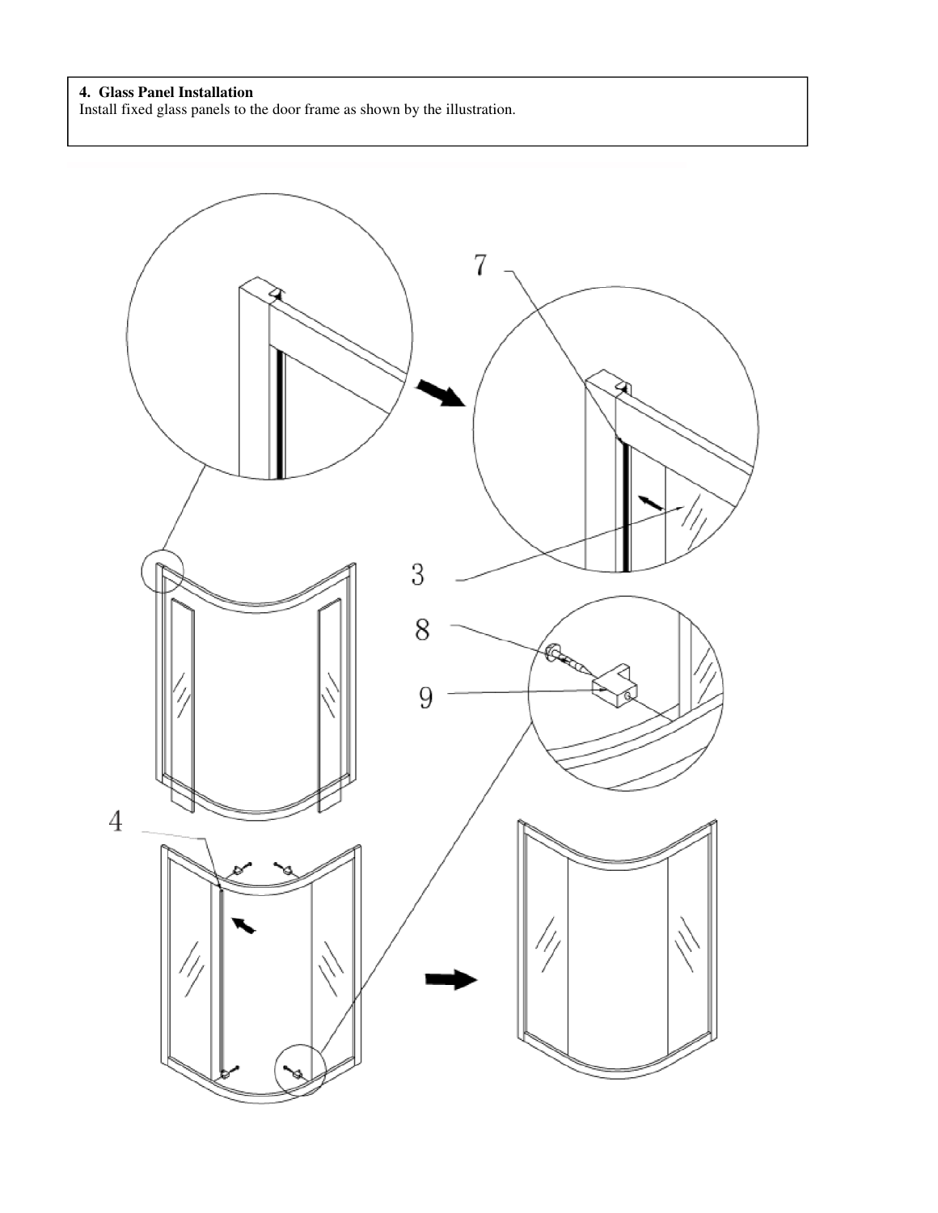**4. Glass Panel Installation**

Install fixed glass panels to the door frame as shown by the illustration.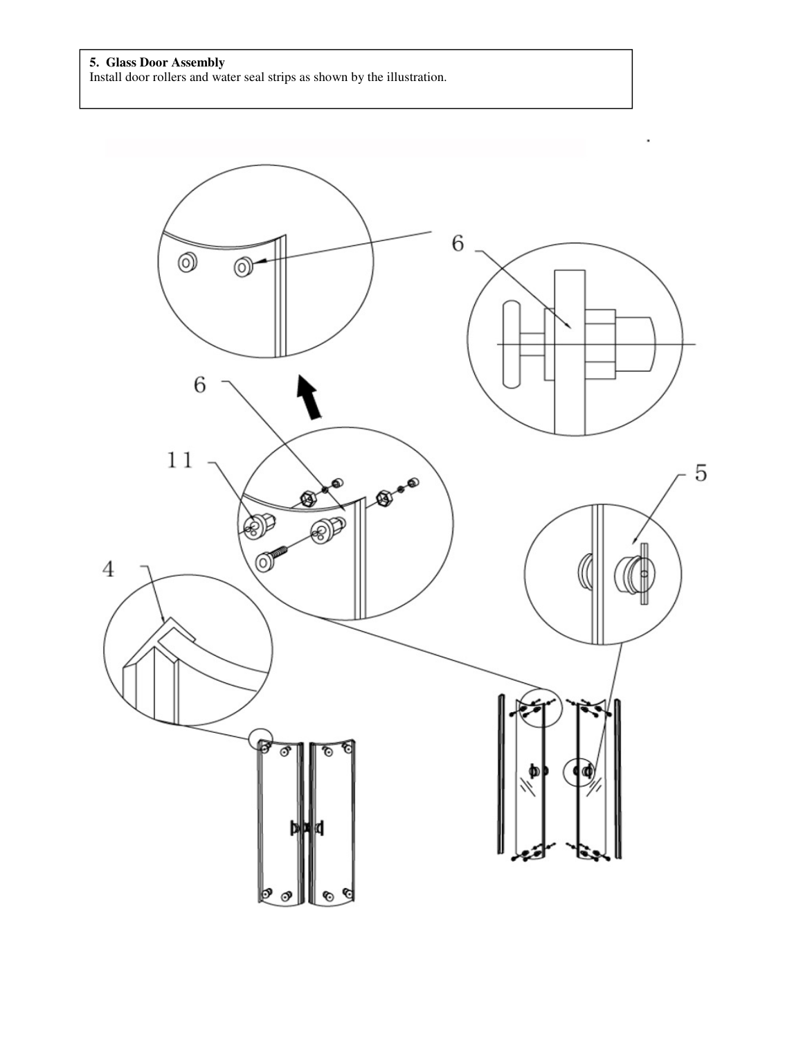**5. Glass Door Assembly**

Install door rollers and water seal strips as shown by the illustration.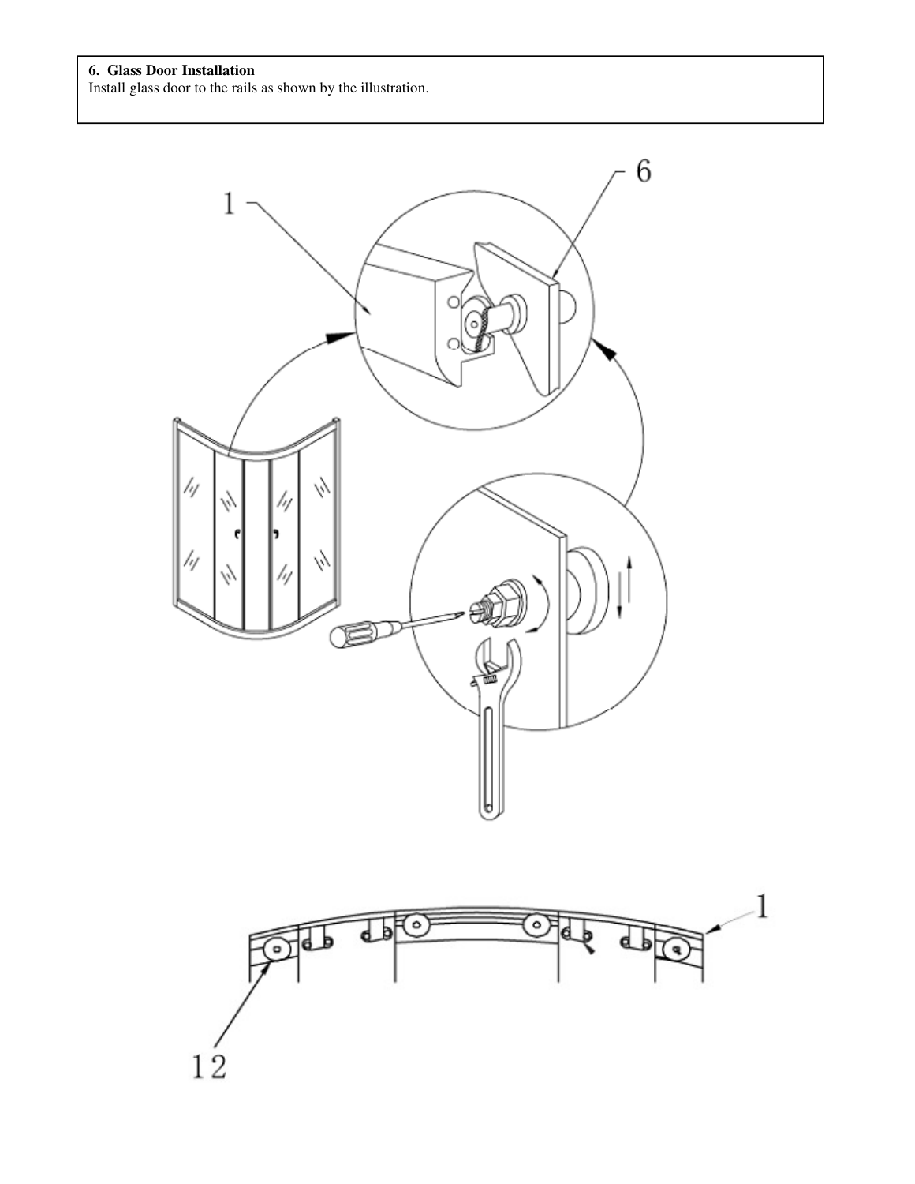**6. Glass Door Installation**

Install glass door to the rails as shown by the illustration.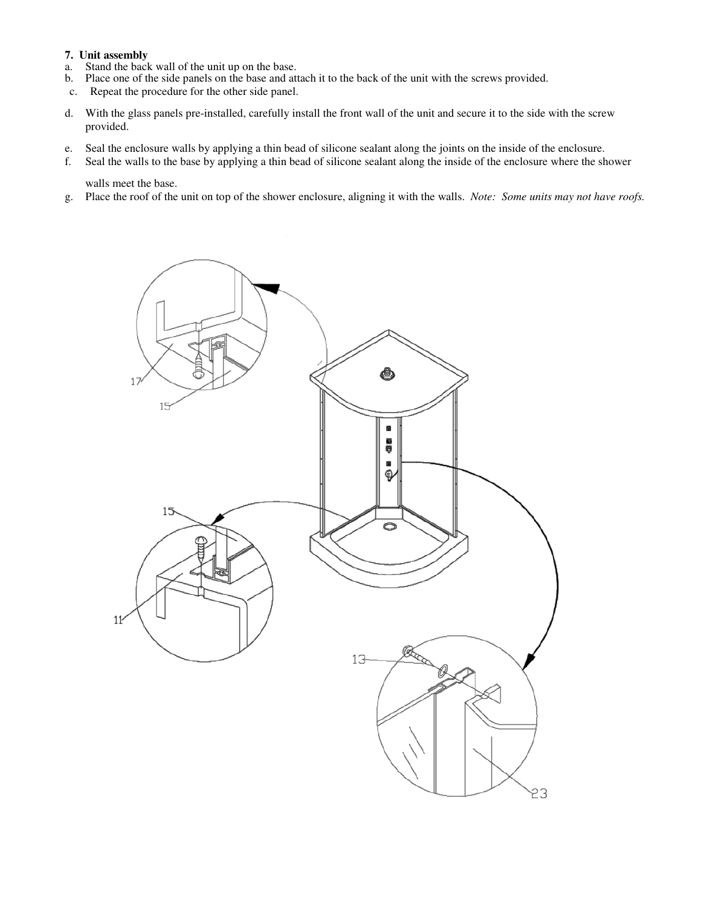**7. Unit assembly**

a. Stand the back wall of the unit up on the base.
b. Place one of the side panels on the base and attach it to the back of the unit with the screws provided.
c. Repeat the procedure for the other side panel.
d. With the glass panels pre-installed, carefully install the front wall of the unit and secure it to the side with the screw provided.
e. Seal the enclosure walls by applying a thin bead of silicone sealant along the joints on the inside of the enclosure.
f. Seal the walls to the base by applying a thin bead of silicone sealant along the inside of the enclosure where the shower walls meet the base.
g. Place the roof of the unit on top of the shower enclosure, aligning it with the walls. *Note: Some units may not have roofs.*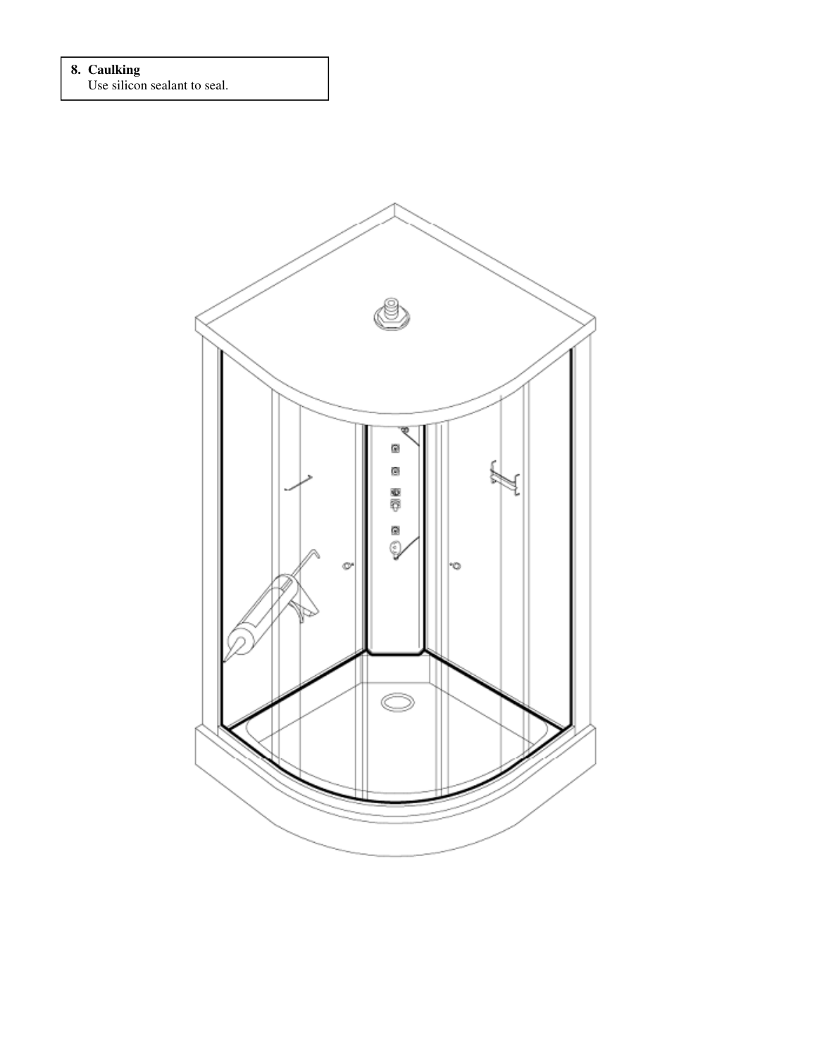**8. Caulking**

Use silicon sealant to seal.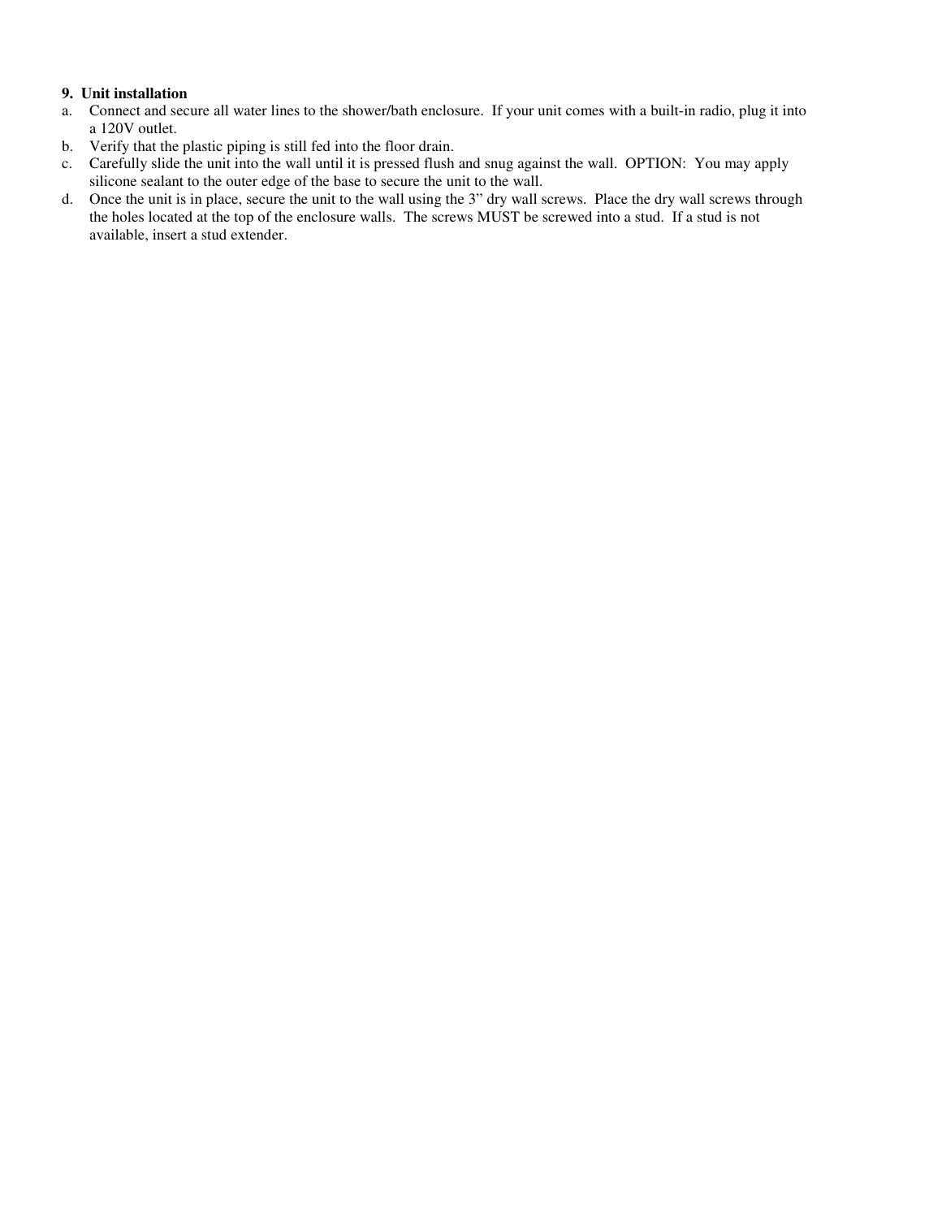**9. Unit installation**

a. Connect and secure all water lines to the shower/bath enclosure. If your unit comes with a built-in radio, plug it into a 120V outlet.
b. Verify that the plastic piping is still fed into the floor drain.
c. Carefully slide the unit into the wall until it is pressed flush and snug against the wall. OPTION: You may apply silicone sealant to the outer edge of the base to secure the unit to the wall.
d. Once the unit is in place, secure the unit to the wall using the 3" dry wall screws. Place the dry wall screws through the holes located at the top of the enclosure walls. The screws MUST be screwed into a stud. If a stud is not available, insert a stud extender.